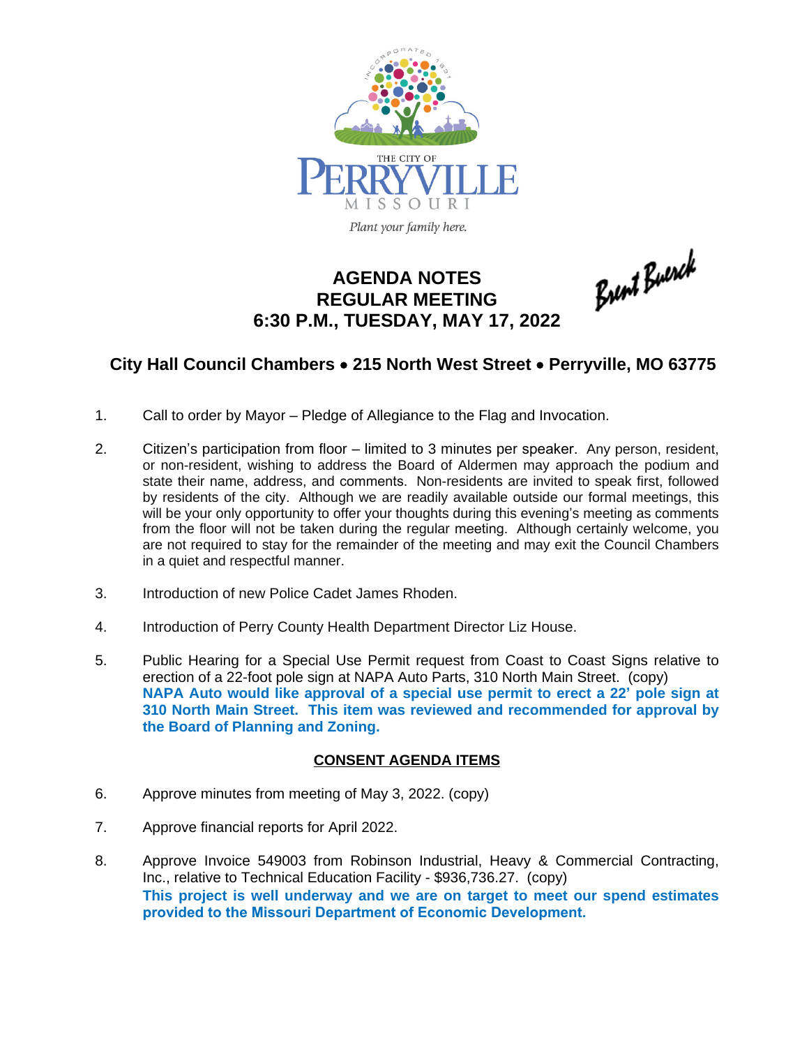THE CITY OF PERRYVILLE MISSOURI

*Plant your family here.*

# AGENDA NOTES
# REGULAR MEETING
# 6:30 P.M., TUESDAY, MAY 17, 2022

Brent Buerck

## City Hall Council Chambers • 215 North West Street • Perryville, MO 63775

1. Call to order by Mayor – Pledge of Allegiance to the Flag and Invocation.

2. Citizen's participation from floor – limited to 3 minutes per speaker. Any person, resident, or non-resident, wishing to address the Board of Aldermen may approach the podium and state their name, address, and comments. Non-residents are invited to speak first, followed by residents of the city. Although we are readily available outside our formal meetings, this will be your only opportunity to offer your thoughts during this evening's meeting as comments from the floor will not be taken during the regular meeting. Although certainly welcome, you are not required to stay for the remainder of the meeting and may exit the Council Chambers in a quiet and respectful manner.

3. Introduction of new Police Cadet James Rhoden.

4. Introduction of Perry County Health Department Director Liz House.

5. Public Hearing for a Special Use Permit request from Coast to Coast Signs relative to erection of a 22-foot pole sign at NAPA Auto Parts, 310 North Main Street. (copy)
   **NAPA Auto would like approval of a special use permit to erect a 22' pole sign at 310 North Main Street. This item was reviewed and recommended for approval by the Board of Planning and Zoning.**

### CONSENT AGENDA ITEMS

6. Approve minutes from meeting of May 3, 2022. (copy)

7. Approve financial reports for April 2022.

8. Approve Invoice 549003 from Robinson Industrial, Heavy & Commercial Contracting, Inc., relative to Technical Education Facility - $936,736.27. (copy)
   **This project is well underway and we are on target to meet our spend estimates provided to the Missouri Department of Economic Development.**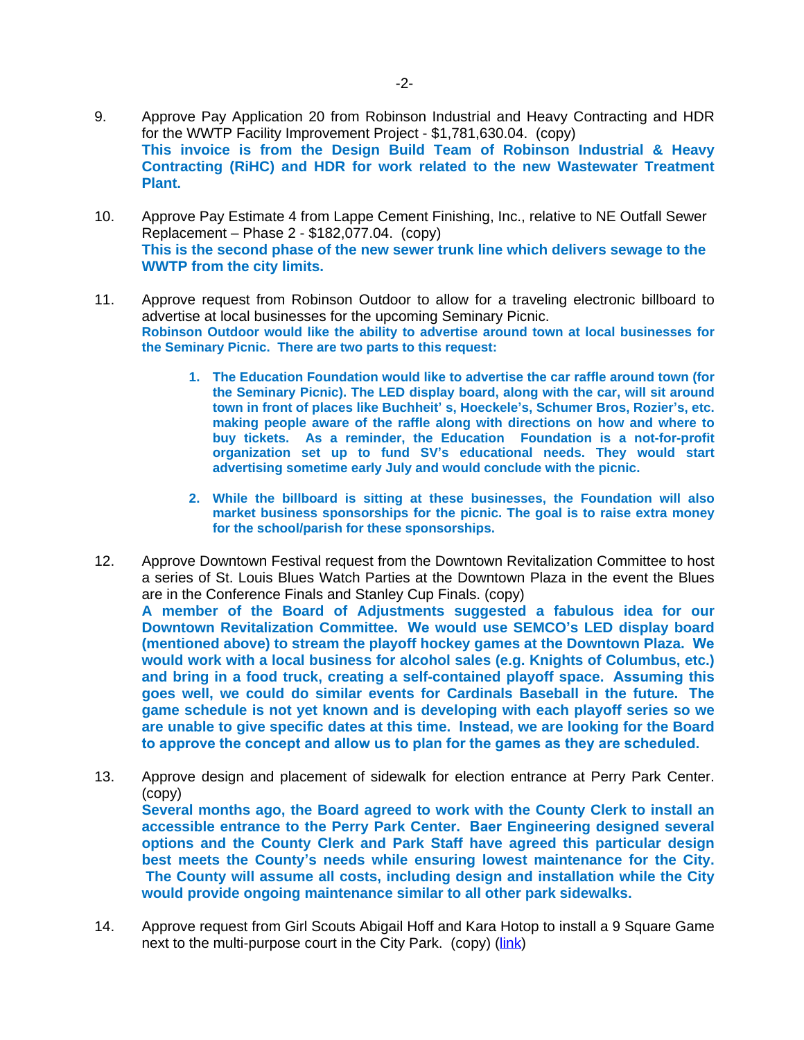9. Approve Pay Application 20 from Robinson Industrial and Heavy Contracting and HDR for the WWTP Facility Improvement Project - $1,781,630.04. (copy)
**This invoice is from the Design Build Team of Robinson Industrial & Heavy Contracting (RiHC) and HDR for work related to the new Wastewater Treatment Plant.**

10. Approve Pay Estimate 4 from Lappe Cement Finishing, Inc., relative to NE Outfall Sewer Replacement – Phase 2 - $182,077.04. (copy)
**This is the second phase of the new sewer trunk line which delivers sewage to the WWTP from the city limits.**

11. Approve request from Robinson Outdoor to allow for a traveling electronic billboard to advertise at local businesses for the upcoming Seminary Picnic.
**Robinson Outdoor would like the ability to advertise around town at local businesses for the Seminary Picnic. There are two parts to this request:**

    1. **The Education Foundation would like to advertise the car raffle around town (for the Seminary Picnic). The LED display board, along with the car, will sit around town in front of places like Buchheit' s, Hoeckele's, Schumer Bros, Rozier's, etc. making people aware of the raffle along with directions on how and where to buy tickets. As a reminder, the Education Foundation is a not-for-profit organization set up to fund SV's educational needs. They would start advertising sometime early July and would conclude with the picnic.**

    2. **While the billboard is sitting at these businesses, the Foundation will also market business sponsorships for the picnic. The goal is to raise extra money for the school/parish for these sponsorships.**

12. Approve Downtown Festival request from the Downtown Revitalization Committee to host a series of St. Louis Blues Watch Parties at the Downtown Plaza in the event the Blues are in the Conference Finals and Stanley Cup Finals. (copy)
**A member of the Board of Adjustments suggested a fabulous idea for our Downtown Revitalization Committee. We would use SEMCO's LED display board (mentioned above) to stream the playoff hockey games at the Downtown Plaza. We would work with a local business for alcohol sales (e.g. Knights of Columbus, etc.) and bring in a food truck, creating a self-contained playoff space. Assuming this goes well, we could do similar events for Cardinals Baseball in the future. The game schedule is not yet known and is developing with each playoff series so we are unable to give specific dates at this time. Instead, we are looking for the Board to approve the concept and allow us to plan for the games as they are scheduled.**

13. Approve design and placement of sidewalk for election entrance at Perry Park Center. (copy)
**Several months ago, the Board agreed to work with the County Clerk to install an accessible entrance to the Perry Park Center. Baer Engineering designed several options and the County Clerk and Park Staff have agreed this particular design best meets the County's needs while ensuring lowest maintenance for the City. The County will assume all costs, including design and installation while the City would provide ongoing maintenance similar to all other park sidewalks.**

14. Approve request from Girl Scouts Abigail Hoff and Kara Hotop to install a 9 Square Game next to the multi-purpose court in the City Park. (copy) (link)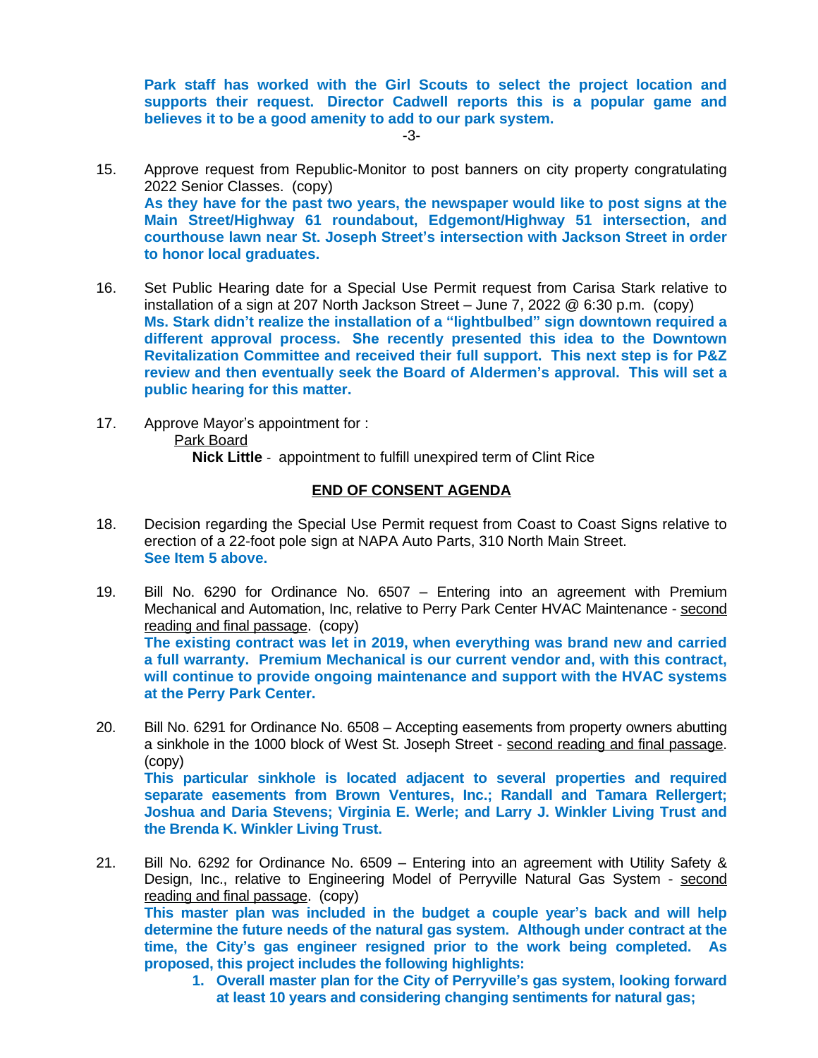**Park staff has worked with the Girl Scouts to select the project location and supports their request. Director Cadwell reports this is a popular game and believes it to be a good amenity to add to our park system.**

15. Approve request from Republic-Monitor to post banners on city property congratulating 2022 Senior Classes. (copy)
**As they have for the past two years, the newspaper would like to post signs at the Main Street/Highway 61 roundabout, Edgemont/Highway 51 intersection, and courthouse lawn near St. Joseph Street's intersection with Jackson Street in order to honor local graduates.**

16. Set Public Hearing date for a Special Use Permit request from Carisa Stark relative to installation of a sign at 207 North Jackson Street – June 7, 2022 @ 6:30 p.m. (copy)
**Ms. Stark didn't realize the installation of a "lightbulbed" sign downtown required a different approval process. She recently presented this idea to the Downtown Revitalization Committee and received their full support. This next step is for P&Z review and then eventually seek the Board of Aldermen's approval. This will set a public hearing for this matter.**

17. Approve Mayor's appointment for :
Park Board
**Nick Little** - appointment to fulfill unexpired term of Clint Rice

**END OF CONSENT AGENDA**

18. Decision regarding the Special Use Permit request from Coast to Coast Signs relative to erection of a 22-foot pole sign at NAPA Auto Parts, 310 North Main Street.
**See Item 5 above.**

19. Bill No. 6290 for Ordinance No. 6507 – Entering into an agreement with Premium Mechanical and Automation, Inc, relative to Perry Park Center HVAC Maintenance - second reading and final passage. (copy)
**The existing contract was let in 2019, when everything was brand new and carried a full warranty. Premium Mechanical is our current vendor and, with this contract, will continue to provide ongoing maintenance and support with the HVAC systems at the Perry Park Center.**

20. Bill No. 6291 for Ordinance No. 6508 – Accepting easements from property owners abutting a sinkhole in the 1000 block of West St. Joseph Street - second reading and final passage. (copy)
**This particular sinkhole is located adjacent to several properties and required separate easements from Brown Ventures, Inc.; Randall and Tamara Rellergert; Joshua and Daria Stevens; Virginia E. Werle; and Larry J. Winkler Living Trust and the Brenda K. Winkler Living Trust.**

21. Bill No. 6292 for Ordinance No. 6509 – Entering into an agreement with Utility Safety & Design, Inc., relative to Engineering Model of Perryville Natural Gas System - second reading and final passage. (copy)
**This master plan was included in the budget a couple year's back and will help determine the future needs of the natural gas system. Although under contract at the time, the City's gas engineer resigned prior to the work being completed. As proposed, this project includes the following highlights:**
   1. **Overall master plan for the City of Perryville's gas system, looking forward at least 10 years and considering changing sentiments for natural gas;**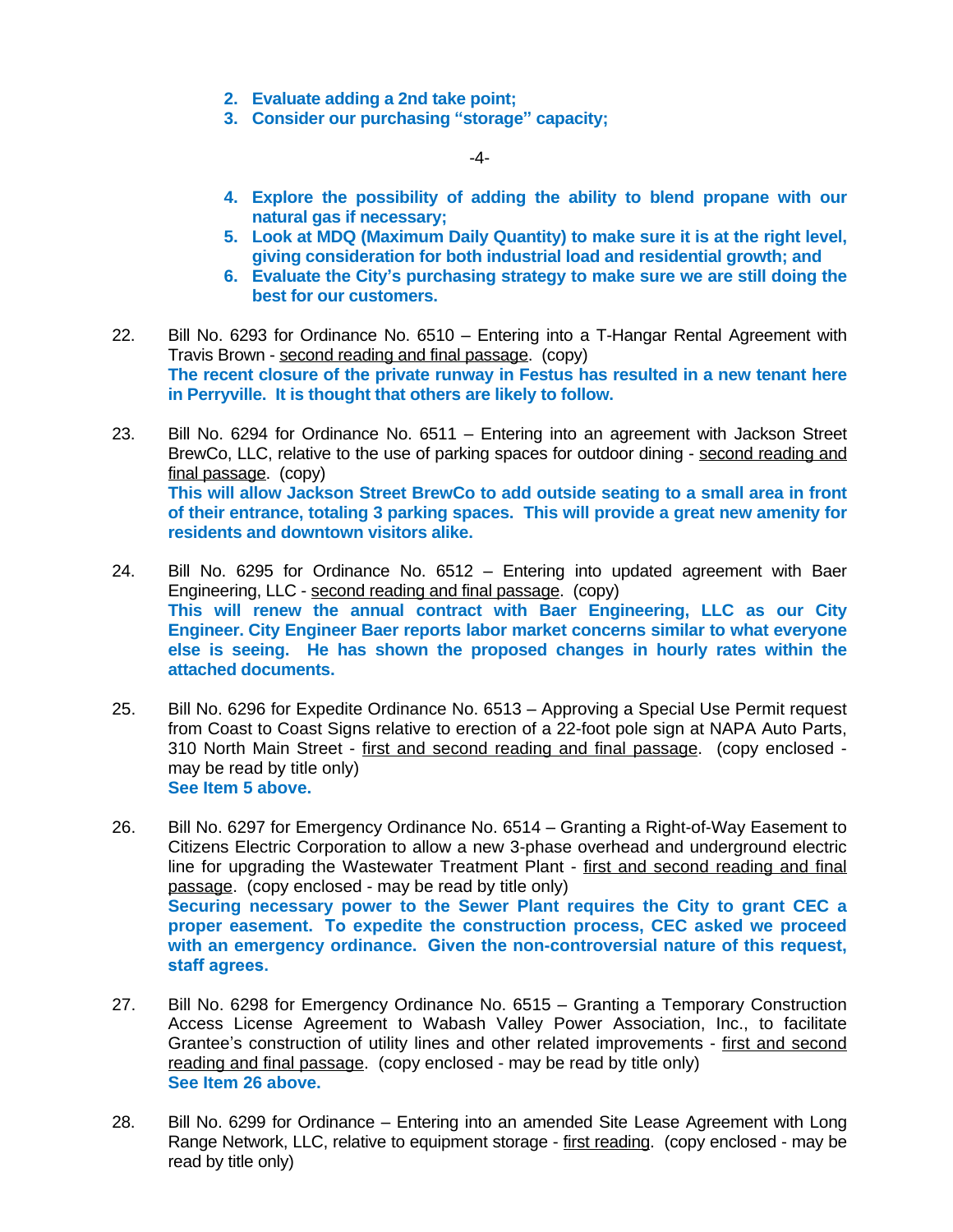2. **Evaluate adding a 2nd take point;**
3. **Consider our purchasing "storage" capacity;**
4. **Explore the possibility of adding the ability to blend propane with our natural gas if necessary;**
5. **Look at MDQ (Maximum Daily Quantity) to make sure it is at the right level, giving consideration for both industrial load and residential growth; and**
6. **Evaluate the City's purchasing strategy to make sure we are still doing the best for our customers.**

22. Bill No. 6293 for Ordinance No. 6510 – Entering into a T-Hangar Rental Agreement with Travis Brown - second reading and final passage. (copy)
**The recent closure of the private runway in Festus has resulted in a new tenant here in Perryville. It is thought that others are likely to follow.**

23. Bill No. 6294 for Ordinance No. 6511 – Entering into an agreement with Jackson Street BrewCo, LLC, relative to the use of parking spaces for outdoor dining - second reading and final passage. (copy)
**This will allow Jackson Street BrewCo to add outside seating to a small area in front of their entrance, totaling 3 parking spaces. This will provide a great new amenity for residents and downtown visitors alike.**

24. Bill No. 6295 for Ordinance No. 6512 – Entering into updated agreement with Baer Engineering, LLC - second reading and final passage. (copy)
**This will renew the annual contract with Baer Engineering, LLC as our City Engineer. City Engineer Baer reports labor market concerns similar to what everyone else is seeing. He has shown the proposed changes in hourly rates within the attached documents.**

25. Bill No. 6296 for Expedite Ordinance No. 6513 – Approving a Special Use Permit request from Coast to Coast Signs relative to erection of a 22-foot pole sign at NAPA Auto Parts, 310 North Main Street - first and second reading and final passage. (copy enclosed - may be read by title only)
**See Item 5 above.**

26. Bill No. 6297 for Emergency Ordinance No. 6514 – Granting a Right-of-Way Easement to Citizens Electric Corporation to allow a new 3-phase overhead and underground electric line for upgrading the Wastewater Treatment Plant - first and second reading and final passage. (copy enclosed - may be read by title only)
**Securing necessary power to the Sewer Plant requires the City to grant CEC a proper easement. To expedite the construction process, CEC asked we proceed with an emergency ordinance. Given the non-controversial nature of this request, staff agrees.**

27. Bill No. 6298 for Emergency Ordinance No. 6515 – Granting a Temporary Construction Access License Agreement to Wabash Valley Power Association, Inc., to facilitate Grantee's construction of utility lines and other related improvements - first and second reading and final passage. (copy enclosed - may be read by title only)
**See Item 26 above.**

28. Bill No. 6299 for Ordinance – Entering into an amended Site Lease Agreement with Long Range Network, LLC, relative to equipment storage - first reading. (copy enclosed - may be read by title only)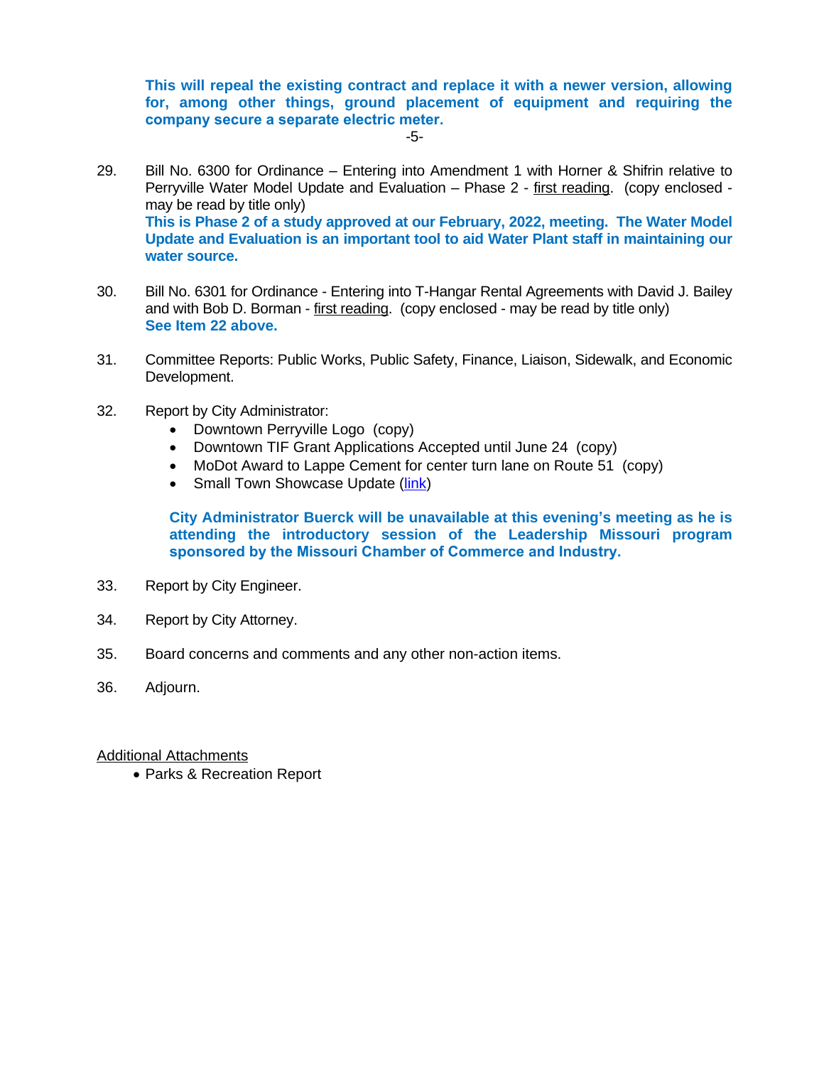**This will repeal the existing contract and replace it with a newer version, allowing for, among other things, ground placement of equipment and requiring the company secure a separate electric meter.**

29. Bill No. 6300 for Ordinance – Entering into Amendment 1 with Horner & Shifrin relative to Perryville Water Model Update and Evaluation – Phase 2 - first reading. (copy enclosed - may be read by title only)
**This is Phase 2 of a study approved at our February, 2022, meeting. The Water Model Update and Evaluation is an important tool to aid Water Plant staff in maintaining our water source.**

30. Bill No. 6301 for Ordinance - Entering into T-Hangar Rental Agreements with David J. Bailey and with Bob D. Borman - first reading. (copy enclosed - may be read by title only)
**See Item 22 above.**

31. Committee Reports: Public Works, Public Safety, Finance, Liaison, Sidewalk, and Economic Development.

32. Report by City Administrator:
    - Downtown Perryville Logo (copy)
    - Downtown TIF Grant Applications Accepted until June 24 (copy)
    - MoDot Award to Lappe Cement for center turn lane on Route 51 (copy)
    - Small Town Showcase Update (link)

    **City Administrator Buerck will be unavailable at this evening's meeting as he is attending the introductory session of the Leadership Missouri program sponsored by the Missouri Chamber of Commerce and Industry.**

33. Report by City Engineer.

34. Report by City Attorney.

35. Board concerns and comments and any other non-action items.

36. Adjourn.

Additional Attachments

- Parks & Recreation Report